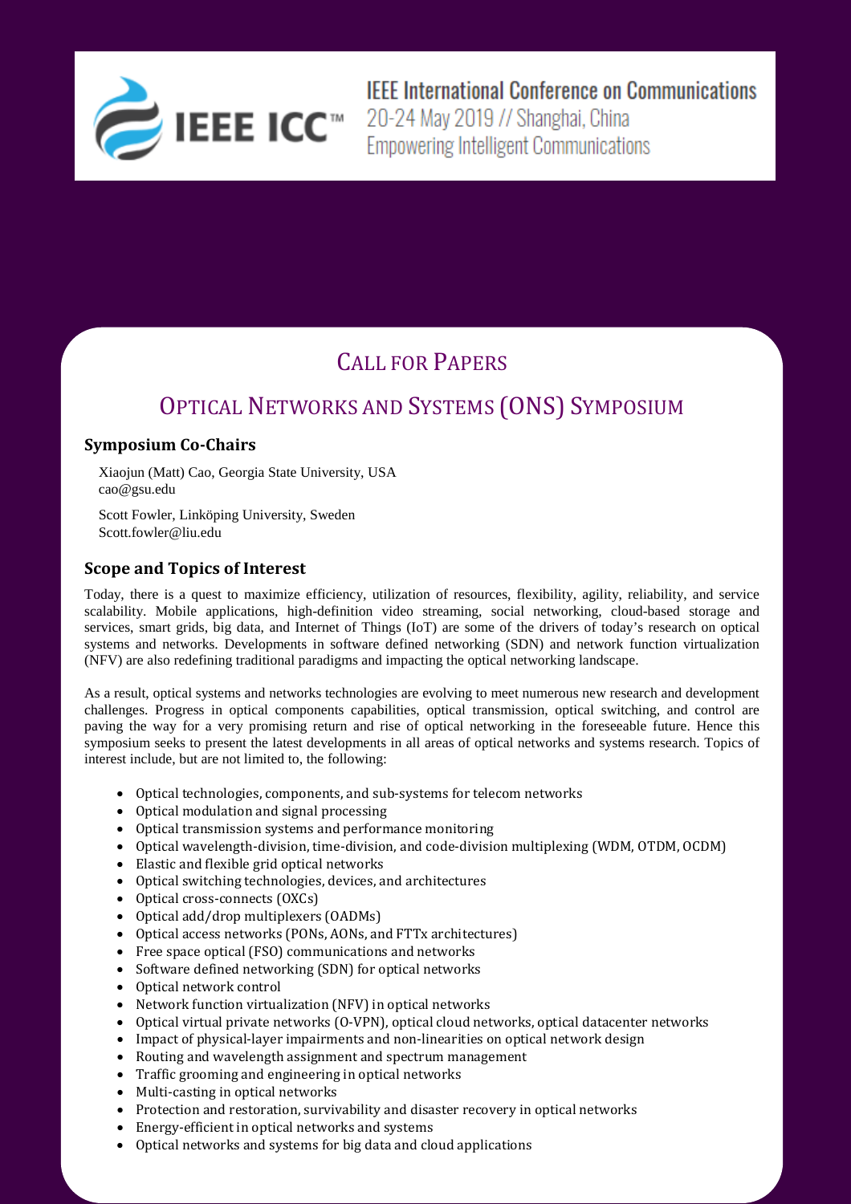IEEE ICC™

IEEE International Conference on Communications
20-24 May 2019 // Shanghai, China
Empowering Intelligent Communications

# CALL FOR PAPERS

# OPTICAL NETWORKS AND SYSTEMS (ONS) SYMPOSIUM

## Symposium Co-Chairs

Xiaojun (Matt) Cao, Georgia State University, USA
cao@gsu.edu

Scott Fowler, Linköping University, Sweden
Scott.fowler@liu.edu

## Scope and Topics of Interest

Today, there is a quest to maximize efficiency, utilization of resources, flexibility, agility, reliability, and service scalability. Mobile applications, high-definition video streaming, social networking, cloud-based storage and services, smart grids, big data, and Internet of Things (IoT) are some of the drivers of today's research on optical systems and networks. Developments in software defined networking (SDN) and network function virtualization (NFV) are also redefining traditional paradigms and impacting the optical networking landscape.

As a result, optical systems and networks technologies are evolving to meet numerous new research and development challenges. Progress in optical components capabilities, optical transmission, optical switching, and control are paving the way for a very promising return and rise of optical networking in the foreseeable future. Hence this symposium seeks to present the latest developments in all areas of optical networks and systems research. Topics of interest include, but are not limited to, the following:

- Optical technologies, components, and sub-systems for telecom networks
- Optical modulation and signal processing
- Optical transmission systems and performance monitoring
- Optical wavelength-division, time-division, and code-division multiplexing (WDM, OTDM, OCDM)
- Elastic and flexible grid optical networks
- Optical switching technologies, devices, and architectures
- Optical cross-connects (OXCs)
- Optical add/drop multiplexers (OADMs)
- Optical access networks (PONs, AONs, and FTTx architectures)
- Free space optical (FSO) communications and networks
- Software defined networking (SDN) for optical networks
- Optical network control
- Network function virtualization (NFV) in optical networks
- Optical virtual private networks (O-VPN), optical cloud networks, optical datacenter networks
- Impact of physical-layer impairments and non-linearities on optical network design
- Routing and wavelength assignment and spectrum management
- Traffic grooming and engineering in optical networks
- Multi-casting in optical networks
- Protection and restoration, survivability and disaster recovery in optical networks
- Energy-efficient in optical networks and systems
- Optical networks and systems for big data and cloud applications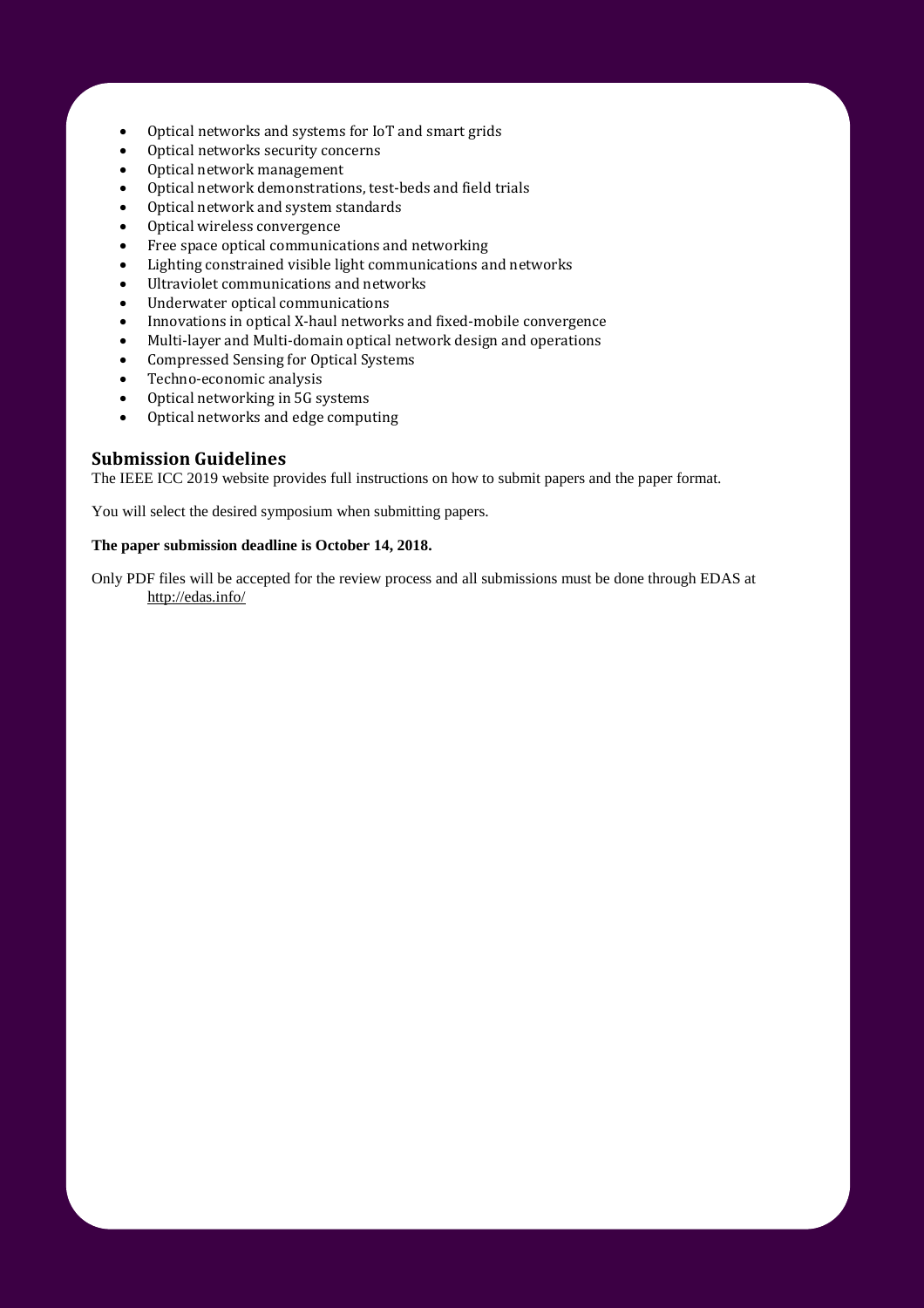- Optical networks and systems for IoT and smart grids
- Optical networks security concerns
- Optical network management
- Optical network demonstrations, test-beds and field trials
- Optical network and system standards
- Optical wireless convergence
- Free space optical communications and networking
- Lighting constrained visible light communications and networks
- Ultraviolet communications and networks
- Underwater optical communications
- Innovations in optical X-haul networks and fixed-mobile convergence
- Multi-layer and Multi-domain optical network design and operations
- Compressed Sensing for Optical Systems
- Techno-economic analysis
- Optical networking in 5G systems
- Optical networks and edge computing

## Submission Guidelines

The IEEE ICC 2019 website provides full instructions on how to submit papers and the paper format.

You will select the desired symposium when submitting papers.

**The paper submission deadline is October 14, 2018.**

Only PDF files will be accepted for the review process and all submissions must be done through EDAS at http://edas.info/